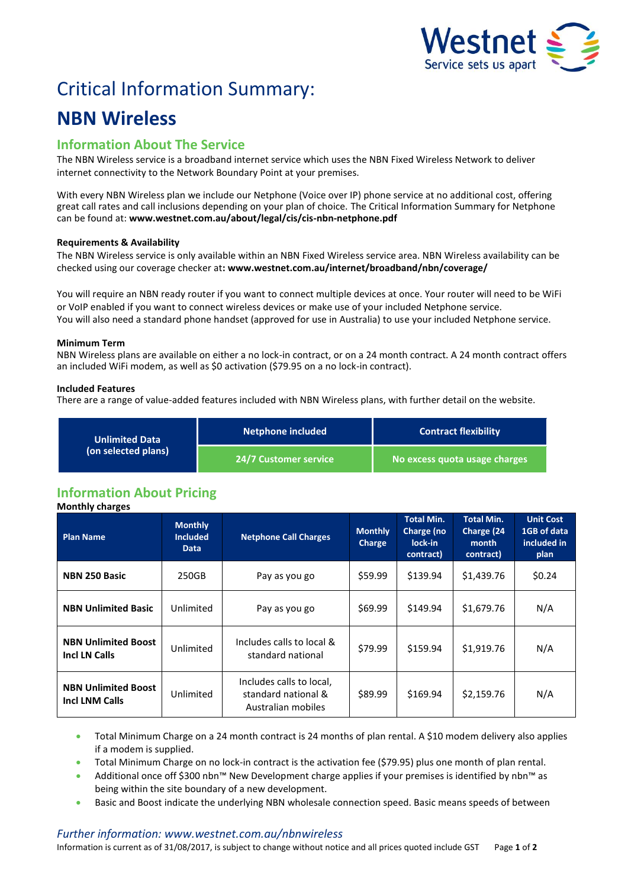# Critical Information Summary:

# NBN Wireless

## Information About The Service

The NBN Wireless service is a broadband internet service which uses the NBN Fixed Wireless Network to deliver internet connectivity to the Network Boundary Point at your premises.

With every NBN Wireless plan we include our Netphone (Voice over IP) phone service at no additional cost, offering great call rates and call inclusions depending on your plan of choice. The Critical Information Summary for Netphone can be found at: **www.westnet.com.au/about/legal/cis/cis-nbn-netphone.pdf**

### Requirements & Availability

The NBN Wireless service is only available within an NBN Fixed Wireless service area. NBN Wireless availability can be checked using our coverage checker at**: www.westnet.com.au/internet/broadband/nbn/coverage/**

You will require an NBN ready router if you want to connect multiple devices at once. Your router will need to be WiFi or VoIP enabled if you want to connect wireless devices or make use of your included Netphone service.
You will also need a standard phone handset (approved for use in Australia) to use your included Netphone service.

### Minimum Term

NBN Wireless plans are available on either a no lock-in contract, or on a 24 month contract. A 24 month contract offers an included WiFi modem, as well as $0 activation ($79.95 on a no lock-in contract).

### Included Features

There are a range of value-added features included with NBN Wireless plans, with further detail on the website.

| Unlimited Data (on selected plans) | Netphone included | Contract flexibility |
|---|---|---|
| | 24/7 Customer service | No excess quota usage charges |

## Information About Pricing

**Monthly charges**

| Plan Name | Monthly Included Data | Netphone Call Charges | Monthly Charge | Total Min. Charge (no lock-in contract) | Total Min. Charge (24 month contract) | Unit Cost 1GB of data included in plan |
|---|---|---|---|---|---|---|
| **NBN 250 Basic** | 250GB | Pay as you go | $59.99 | $139.94 | $1,439.76 | $0.24 |
| **NBN Unlimited Basic** | Unlimited | Pay as you go | $69.99 | $149.94 | $1,679.76 | N/A |
| **NBN Unlimited Boost Incl LN Calls** | Unlimited | Includes calls to local & standard national | $79.99 | $159.94 | $1,919.76 | N/A |
| **NBN Unlimited Boost Incl LNM Calls** | Unlimited | Includes calls to local, standard national & Australian mobiles | $89.99 | $169.94 | $2,159.76 | N/A |

- Total Minimum Charge on a 24 month contract is 24 months of plan rental. A $10 modem delivery also applies if a modem is supplied.
- Total Minimum Charge on no lock-in contract is the activation fee ($79.95) plus one month of plan rental.
- Additional once off $300 nbn™ New Development charge applies if your premises is identified by nbn™ as being within the site boundary of a new development.
- Basic and Boost indicate the underlying NBN wholesale connection speed. Basic means speeds of between

*Further information: www.westnet.com.au/nbnwireless*

Information is current as of 31/08/2017, is subject to change without notice and all prices quoted include GST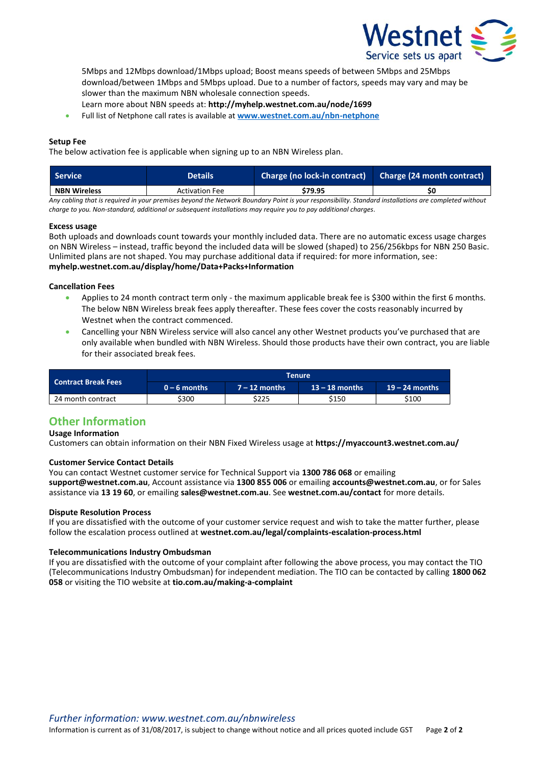5Mbps and 12Mbps download/1Mbps upload; Boost means speeds of between 5Mbps and 25Mbps download/between 1Mbps and 5Mbps upload. Due to a number of factors, speeds may vary and may be slower than the maximum NBN wholesale connection speeds.
Learn more about NBN speeds at: **http://myhelp.westnet.com.au/node/1699**

- Full list of Netphone call rates is available at **www.westnet.com.au/nbn-netphone**

**Setup Fee**

The below activation fee is applicable when signing up to an NBN Wireless plan.

| Service | Details | Charge (no lock-in contract) | Charge (24 month contract) |
|---|---|---|---|
| **NBN Wireless** | Activation Fee | **$79.95** | **$0** |

*Any cabling that is required in your premises beyond the Network Boundary Point is your responsibility. Standard installations are completed without charge to you. Non-standard, additional or subsequent installations may require you to pay additional charges.*

**Excess usage**

Both uploads and downloads count towards your monthly included data. There are no automatic excess usage charges on NBN Wireless – instead, traffic beyond the included data will be slowed (shaped) to 256/256kbps for NBN 250 Basic. Unlimited plans are not shaped. You may purchase additional data if required: for more information, see: **myhelp.westnet.com.au/display/home/Data+Packs+Information**

**Cancellation Fees**

- Applies to 24 month contract term only - the maximum applicable break fee is $300 within the first 6 months. The below NBN Wireless break fees apply thereafter. These fees cover the costs reasonably incurred by Westnet when the contract commenced.
- Cancelling your NBN Wireless service will also cancel any other Westnet products you've purchased that are only available when bundled with NBN Wireless. Should those products have their own contract, you are liable for their associated break fees.

| Contract Break Fees | Tenure | | | |
|---|---|---|---|---|
| | 0 – 6 months | 7 – 12 months | 13 – 18 months | 19 – 24 months |
| 24 month contract | $300 | $225 | $150 | $100 |

## Other Information

**Usage Information**

Customers can obtain information on their NBN Fixed Wireless usage at **https://myaccount3.westnet.com.au/**

**Customer Service Contact Details**

You can contact Westnet customer service for Technical Support via **1300 786 068** or emailing **support@westnet.com.au**, Account assistance via **1300 855 006** or emailing **accounts@westnet.com.au**, or for Sales assistance via **13 19 60**, or emailing **sales@westnet.com.au**. See **westnet.com.au/contact** for more details.

**Dispute Resolution Process**

If you are dissatisfied with the outcome of your customer service request and wish to take the matter further, please follow the escalation process outlined at **westnet.com.au/legal/complaints-escalation-process.html**

**Telecommunications Industry Ombudsman**

If you are dissatisfied with the outcome of your complaint after following the above process, you may contact the TIO (Telecommunications Industry Ombudsman) for independent mediation. The TIO can be contacted by calling **1800 062 058** or visiting the TIO website at **tio.com.au/making-a-complaint**

*Further information: www.westnet.com.au/nbnwireless*

Information is current as of 31/08/2017, is subject to change without notice and all prices quoted include GST